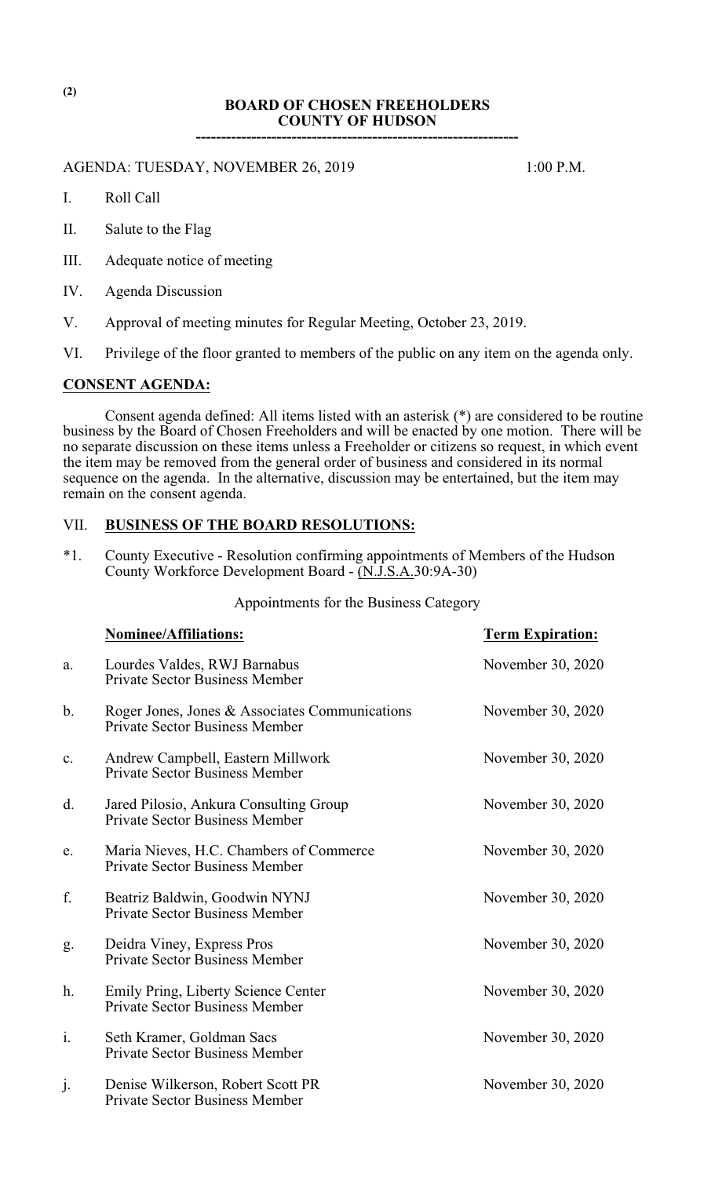**BOARD OF CHOSEN FREEHOLDERS**
**COUNTY OF HUDSON**

---

AGENDA: TUESDAY, NOVEMBER 26, 2019 1:00 P.M.

I. Roll Call

II. Salute to the Flag

III. Adequate notice of meeting

IV. Agenda Discussion

V. Approval of meeting minutes for Regular Meeting, October 23, 2019.

VI. Privilege of the floor granted to members of the public on any item on the agenda only.

## CONSENT AGENDA:

Consent agenda defined: All items listed with an asterisk (*) are considered to be routine business by the Board of Chosen Freeholders and will be enacted by one motion. There will be no separate discussion on these items unless a Freeholder or citizens so request, in which event the item may be removed from the general order of business and considered in its normal sequence on the agenda. In the alternative, discussion may be entertained, but the item may remain on the consent agenda.

## VII. BUSINESS OF THE BOARD RESOLUTIONS:

*1. County Executive - Resolution confirming appointments of Members of the Hudson County Workforce Development Board - (N.J.S.A.30:9A-30)

Appointments for the Business Category

| | Nominee/Affiliations: | Term Expiration: |
|---|---|---|
| a. | Lourdes Valdes, RWJ Barnabus<br>Private Sector Business Member | November 30, 2020 |
| b. | Roger Jones, Jones & Associates Communications<br>Private Sector Business Member | November 30, 2020 |
| c. | Andrew Campbell, Eastern Millwork<br>Private Sector Business Member | November 30, 2020 |
| d. | Jared Pilosio, Ankura Consulting Group<br>Private Sector Business Member | November 30, 2020 |
| e. | Maria Nieves, H.C. Chambers of Commerce<br>Private Sector Business Member | November 30, 2020 |
| f. | Beatriz Baldwin, Goodwin NYNJ<br>Private Sector Business Member | November 30, 2020 |
| g. | Deidra Viney, Express Pros<br>Private Sector Business Member | November 30, 2020 |
| h. | Emily Pring, Liberty Science Center<br>Private Sector Business Member | November 30, 2020 |
| i. | Seth Kramer, Goldman Sacs<br>Private Sector Business Member | November 30, 2020 |
| j. | Denise Wilkerson, Robert Scott PR<br>Private Sector Business Member | November 30, 2020 |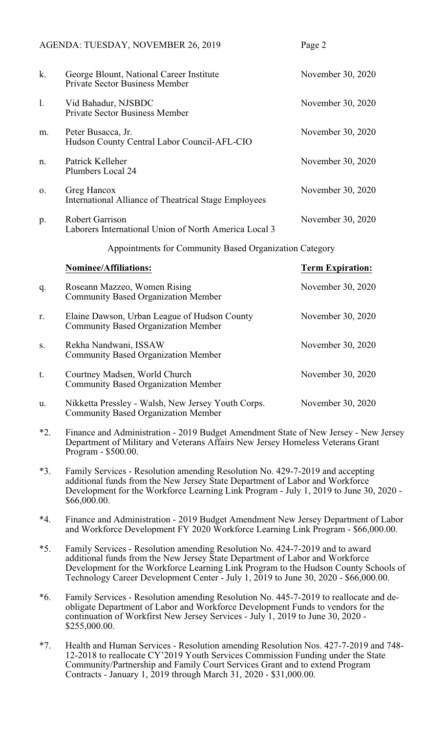k. George Blount, National Career Institute — November 30, 2020
Private Sector Business Member

l. Vid Bahadur, NJSBDC — November 30, 2020
Private Sector Business Member

m. Peter Busacca, Jr. — November 30, 2020
Hudson County Central Labor Council-AFL-CIO

n. Patrick Kelleher — November 30, 2020
Plumbers Local 24

o. Greg Hancox — November 30, 2020
International Alliance of Theatrical Stage Employees

p. Robert Garrison — November 30, 2020
Laborers International Union of North America Local 3

Appointments for Community Based Organization Category

| | **Nominee/Affiliations:** | **Term Expiration:** |
|---|---|---|
| q. | Roseann Mazzeo, Women Rising<br>Community Based Organization Member | November 30, 2020 |
| r. | Elaine Dawson, Urban League of Hudson County<br>Community Based Organization Member | November 30, 2020 |
| s. | Rekha Nandwani, ISSAW<br>Community Based Organization Member | November 30, 2020 |
| t. | Courtney Madsen, World Church<br>Community Based Organization Member | November 30, 2020 |
| u. | Nikketta Pressley - Walsh, New Jersey Youth Corps.<br>Community Based Organization Member | November 30, 2020 |

*2. Finance and Administration - 2019 Budget Amendment State of New Jersey - New Jersey Department of Military and Veterans Affairs New Jersey Homeless Veterans Grant Program - $500.00.

*3. Family Services - Resolution amending Resolution No. 429-7-2019 and accepting additional funds from the New Jersey State Department of Labor and Workforce Development for the Workforce Learning Link Program - July 1, 2019 to June 30, 2020 - $66,000.00.

*4. Finance and Administration - 2019 Budget Amendment New Jersey Department of Labor and Workforce Development FY 2020 Workforce Learning Link Program - $66,000.00.

*5. Family Services - Resolution amending Resolution No. 424-7-2019 and to award additional funds from the New Jersey State Department of Labor and Workforce Development for the Workforce Learning Link Program to the Hudson County Schools of Technology Career Development Center - July 1, 2019 to June 30, 2020 - $66,000.00.

*6. Family Services - Resolution amending Resolution No. 445-7-2019 to reallocate and de-obligate Department of Labor and Workforce Development Funds to vendors for the continuation of Workfirst New Jersey Services - July 1, 2019 to June 30, 2020 - $255,000.00.

*7. Health and Human Services - Resolution amending Resolution Nos. 427-7-2019 and 748-12-2018 to reallocate CY'2019 Youth Services Commission Funding under the State Community/Partnership and Family Court Services Grant and to extend Program Contracts - January 1, 2019 through March 31, 2020 - $31,000.00.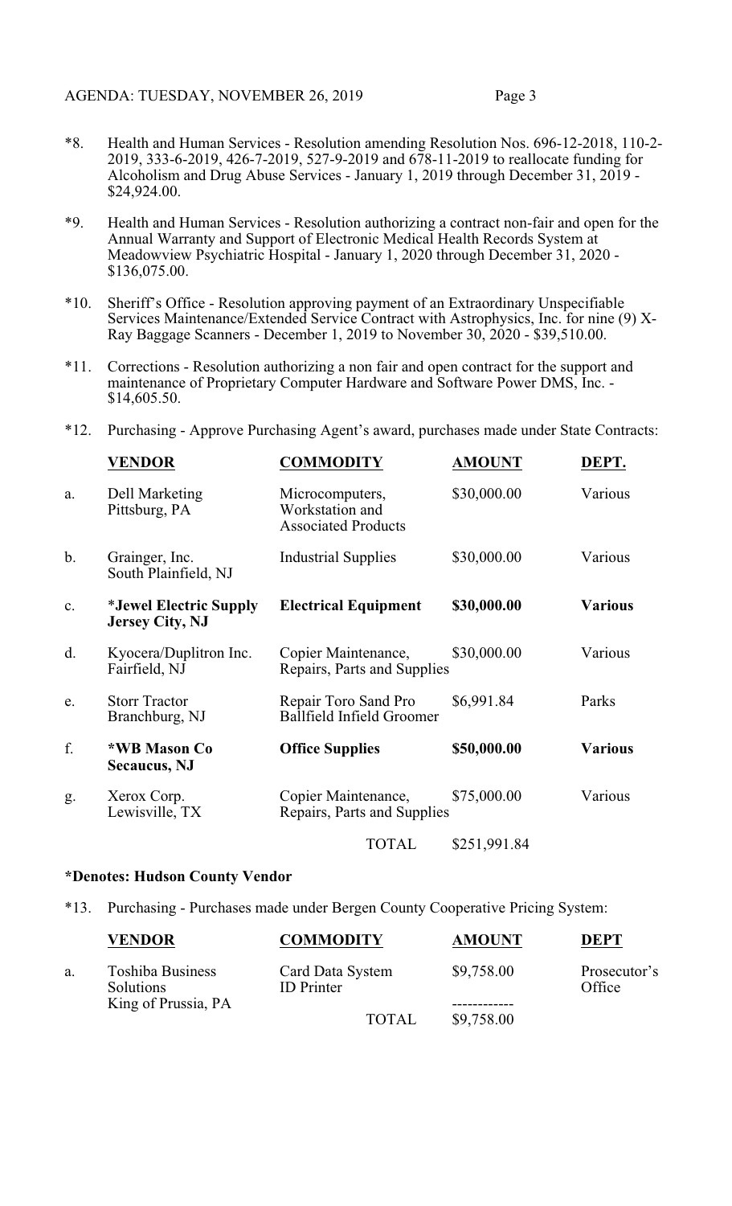*8. Health and Human Services - Resolution amending Resolution Nos. 696-12-2018, 110-2-2019, 333-6-2019, 426-7-2019, 527-9-2019 and 678-11-2019 to reallocate funding for Alcoholism and Drug Abuse Services - January 1, 2019 through December 31, 2019 - $24,924.00.

*9. Health and Human Services - Resolution authorizing a contract non-fair and open for the Annual Warranty and Support of Electronic Medical Health Records System at Meadowview Psychiatric Hospital - January 1, 2020 through December 31, 2020 - $136,075.00.

*10. Sheriff's Office - Resolution approving payment of an Extraordinary Unspecifiable Services Maintenance/Extended Service Contract with Astrophysics, Inc. for nine (9) X-Ray Baggage Scanners - December 1, 2019 to November 30, 2020 - $39,510.00.

*11. Corrections - Resolution authorizing a non fair and open contract for the support and maintenance of Proprietary Computer Hardware and Software Power DMS, Inc. - $14,605.50.

*12. Purchasing - Approve Purchasing Agent's award, purchases made under State Contracts:

| | **VENDOR** | **COMMODITY** | **AMOUNT** | **DEPT.** |
|---|---|---|---|---|
| a. | Dell Marketing Pittsburg, PA | Microcomputers, Workstation and Associated Products | $30,000.00 | Various |
| b. | Grainger, Inc. South Plainfield, NJ | Industrial Supplies | $30,000.00 | Various |
| c. | **\*Jewel Electric Supply Jersey City, NJ** | **Electrical Equipment** | **$30,000.00** | **Various** |
| d. | Kyocera/Duplitron Inc. Fairfield, NJ | Copier Maintenance, Repairs, Parts and Supplies | $30,000.00 | Various |
| e. | Storr Tractor Branchburg, NJ | Repair Toro Sand Pro Ballfield Infield Groomer | $6,991.84 | Parks |
| f. | **\*WB Mason Co Secaucus, NJ** | **Office Supplies** | **$50,000.00** | **Various** |
| g. | Xerox Corp. Lewisville, TX | Copier Maintenance, Repairs, Parts and Supplies | $75,000.00 | Various |
| | | TOTAL | $251,991.84 | |

**\*Denotes: Hudson County Vendor**

*13. Purchasing - Purchases made under Bergen County Cooperative Pricing System:

| | **VENDOR** | **COMMODITY** | **AMOUNT** | **DEPT** |
|---|---|---|---|---|
| a. | Toshiba Business Solutions King of Prussia, PA | Card Data System ID Printer | $9,758.00 | Prosecutor's Office |
| | | TOTAL | $9,758.00 | |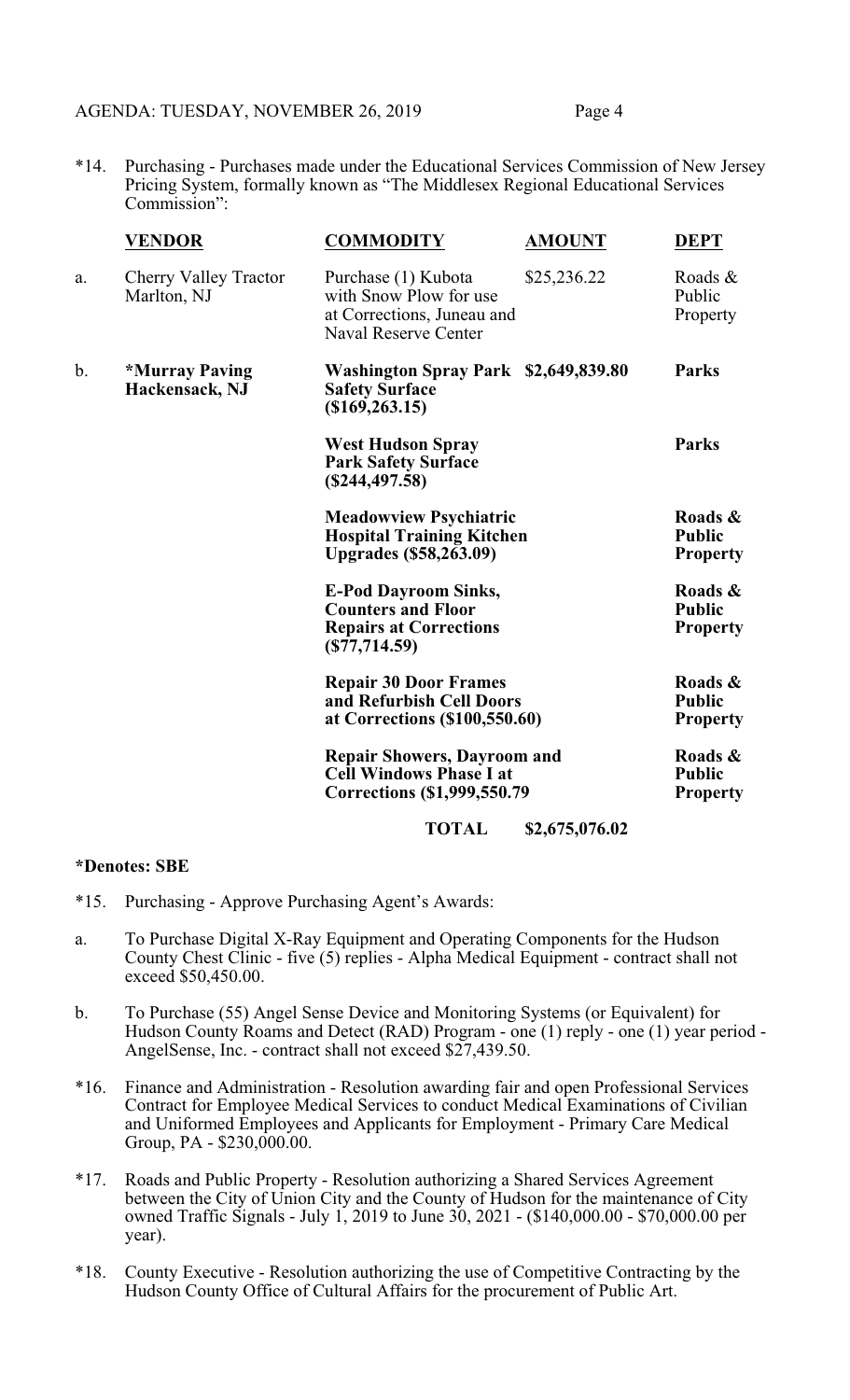*14. Purchasing - Purchases made under the Educational Services Commission of New Jersey Pricing System, formally known as "The Middlesex Regional Educational Services Commission":

| | VENDOR | COMMODITY | AMOUNT | DEPT |
|---|---|---|---|---|
| a. | Cherry Valley Tractor Marlton, NJ | Purchase (1) Kubota with Snow Plow for use at Corrections, Juneau and Naval Reserve Center | $25,236.22 | Roads & Public Property |
| b. | **\*Murray Paving Hackensack, NJ** | **Washington Spray Park Safety Surface ($169,263.15)** | **$2,649,839.80** | **Parks** |
| | | **West Hudson Spray Park Safety Surface ($244,497.58)** | | **Parks** |
| | | **Meadowview Psychiatric Hospital Training Kitchen Upgrades ($58,263.09)** | | **Roads & Public Property** |
| | | **E-Pod Dayroom Sinks, Counters and Floor Repairs at Corrections ($77,714.59)** | | **Roads & Public Property** |
| | | **Repair 30 Door Frames and Refurbish Cell Doors at Corrections ($100,550.60)** | | **Roads & Public Property** |
| | | **Repair Showers, Dayroom and Cell Windows Phase I at Corrections ($1,999,550.79** | | **Roads & Public Property** |
| | | **TOTAL** | **$2,675,076.02** | |

**\*Denotes: SBE**

*15. Purchasing - Approve Purchasing Agent's Awards:

a. To Purchase Digital X-Ray Equipment and Operating Components for the Hudson County Chest Clinic - five (5) replies - Alpha Medical Equipment - contract shall not exceed $50,450.00.

b. To Purchase (55) Angel Sense Device and Monitoring Systems (or Equivalent) for Hudson County Roams and Detect (RAD) Program - one (1) reply - one (1) year period - AngelSense, Inc. - contract shall not exceed $27,439.50.

*16. Finance and Administration - Resolution awarding fair and open Professional Services Contract for Employee Medical Services to conduct Medical Examinations of Civilian and Uniformed Employees and Applicants for Employment - Primary Care Medical Group, PA - $230,000.00.

*17. Roads and Public Property - Resolution authorizing a Shared Services Agreement between the City of Union City and the County of Hudson for the maintenance of City owned Traffic Signals - July 1, 2019 to June 30, 2021 - ($140,000.00 - $70,000.00 per year).

*18. County Executive - Resolution authorizing the use of Competitive Contracting by the Hudson County Office of Cultural Affairs for the procurement of Public Art.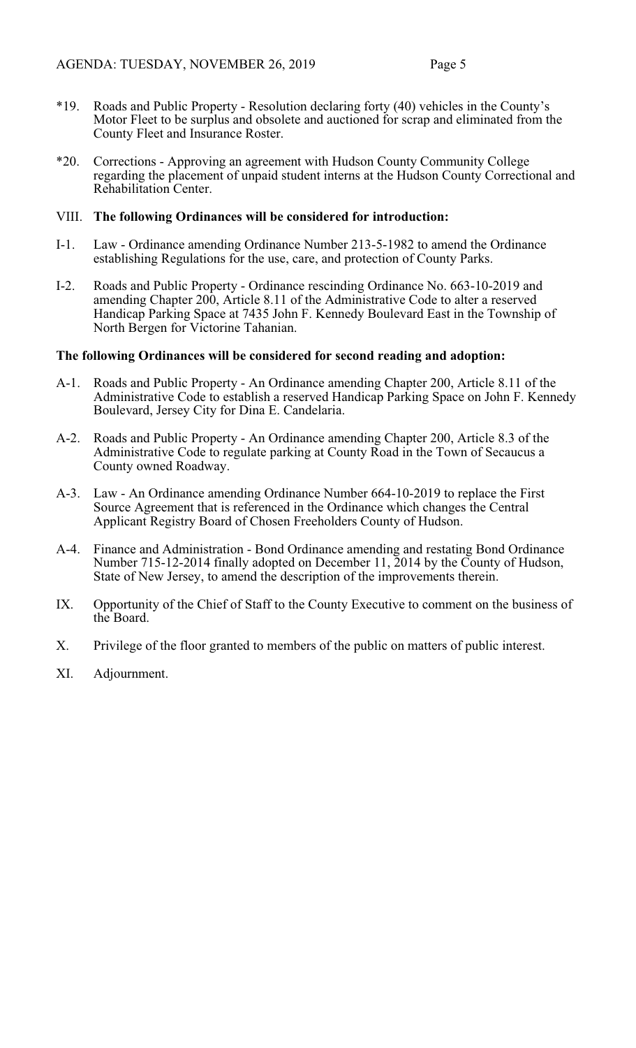*19. Roads and Public Property - Resolution declaring forty (40) vehicles in the County's Motor Fleet to be surplus and obsolete and auctioned for scrap and eliminated from the County Fleet and Insurance Roster.

*20. Corrections - Approving an agreement with Hudson County Community College regarding the placement of unpaid student interns at the Hudson County Correctional and Rehabilitation Center.

VIII. **The following Ordinances will be considered for introduction:**

I-1. Law - Ordinance amending Ordinance Number 213-5-1982 to amend the Ordinance establishing Regulations for the use, care, and protection of County Parks.

I-2. Roads and Public Property - Ordinance rescinding Ordinance No. 663-10-2019 and amending Chapter 200, Article 8.11 of the Administrative Code to alter a reserved Handicap Parking Space at 7435 John F. Kennedy Boulevard East in the Township of North Bergen for Victorine Tahanian.

**The following Ordinances will be considered for second reading and adoption:**

A-1. Roads and Public Property - An Ordinance amending Chapter 200, Article 8.11 of the Administrative Code to establish a reserved Handicap Parking Space on John F. Kennedy Boulevard, Jersey City for Dina E. Candelaria.

A-2. Roads and Public Property - An Ordinance amending Chapter 200, Article 8.3 of the Administrative Code to regulate parking at County Road in the Town of Secaucus a County owned Roadway.

A-3. Law - An Ordinance amending Ordinance Number 664-10-2019 to replace the First Source Agreement that is referenced in the Ordinance which changes the Central Applicant Registry Board of Chosen Freeholders County of Hudson.

A-4. Finance and Administration - Bond Ordinance amending and restating Bond Ordinance Number 715-12-2014 finally adopted on December 11, 2014 by the County of Hudson, State of New Jersey, to amend the description of the improvements therein.

IX. Opportunity of the Chief of Staff to the County Executive to comment on the business of the Board.

X. Privilege of the floor granted to members of the public on matters of public interest.

XI. Adjournment.